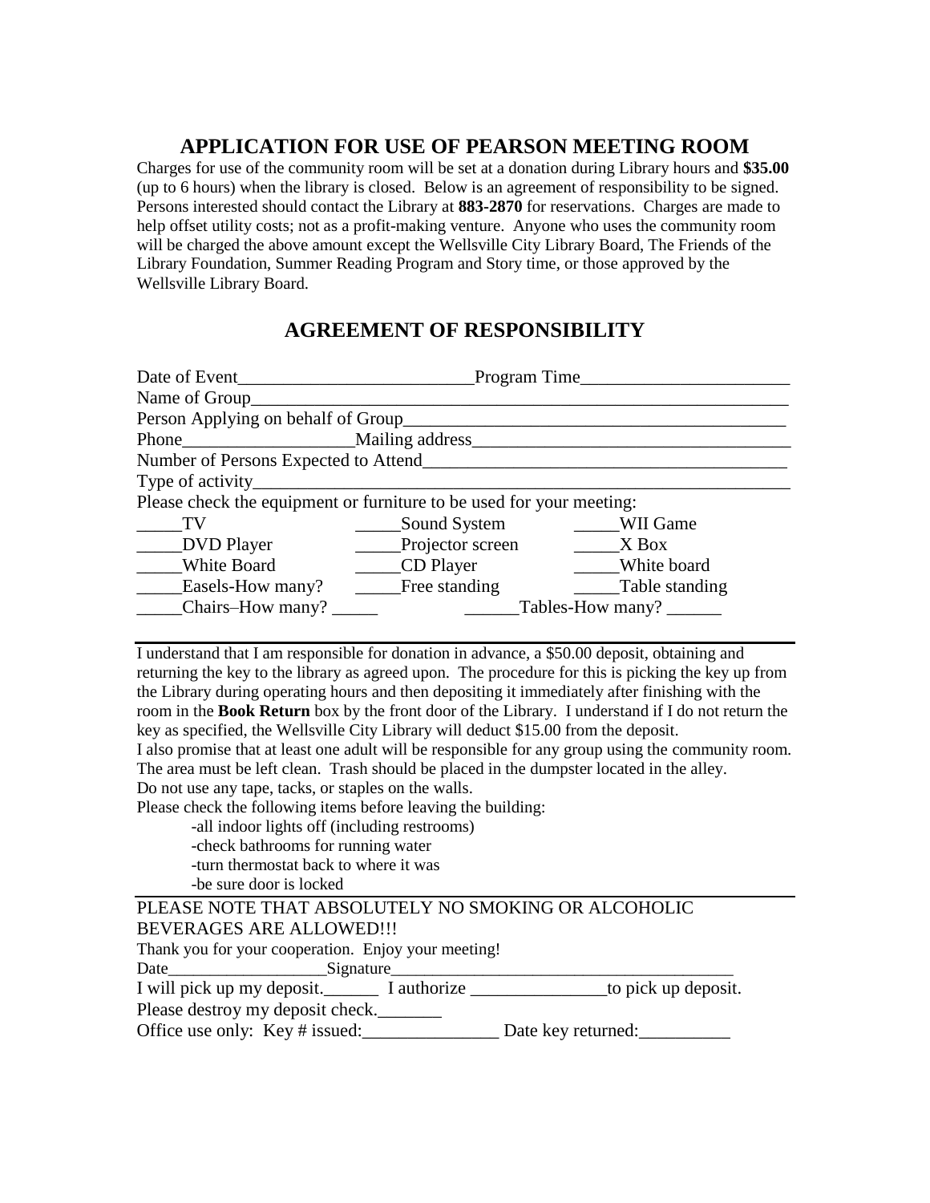## APPLICATION FOR USE OF PEARSON MEETING ROOM

Charges for use of the community room will be set at a donation during Library hours and **$35.00** (up to 6 hours) when the library is closed. Below is an agreement of responsibility to be signed. Persons interested should contact the Library at **883-2870** for reservations. Charges are made to help offset utility costs; not as a profit-making venture. Anyone who uses the community room will be charged the above amount except the Wellsville City Library Board, The Friends of the Library Foundation, Summer Reading Program and Story time, or those approved by the Wellsville Library Board.

## AGREEMENT OF RESPONSIBILITY

Date of Event__________________________Program Time_______________________

Name of Group_____________________________________________________________

Person Applying on behalf of Group__________________________________________

Phone__________________Mailing address___________________________________

Number of Persons Expected to Attend______________________________________

Type of activity____________________________________________________________

Please check the equipment or furniture to be used for your meeting:

_____TV _____Sound System _____WII Game

_____DVD Player _____Projector screen _____X Box

_____White Board _____CD Player _____White board

_____Easels-How many? _____Free standing _____Table standing

_____Chairs–How many? _____ ______Tables-How many? ______

---

I understand that I am responsible for donation in advance, a $50.00 deposit, obtaining and returning the key to the library as agreed upon. The procedure for this is picking the key up from the Library during operating hours and then depositing it immediately after finishing with the room in the **Book Return** box by the front door of the Library. I understand if I do not return the key as specified, the Wellsville City Library will deduct $15.00 from the deposit.

I also promise that at least one adult will be responsible for any group using the community room. The area must be left clean. Trash should be placed in the dumpster located in the alley.

Do not use any tape, tacks, or staples on the walls.

Please check the following items before leaving the building:

- all indoor lights off (including restrooms)
- check bathrooms for running water
- turn thermostat back to where it was
- be sure door is locked

---

PLEASE NOTE THAT ABSOLUTELY NO SMOKING OR ALCOHOLIC BEVERAGES ARE ALLOWED!!!

Thank you for your cooperation. Enjoy your meeting!

Date__________________Signature_________________________________________

I will pick up my deposit.______ I authorize _______________to pick up deposit.

Please destroy my deposit check._______

Office use only: Key # issued:_______________ Date key returned:__________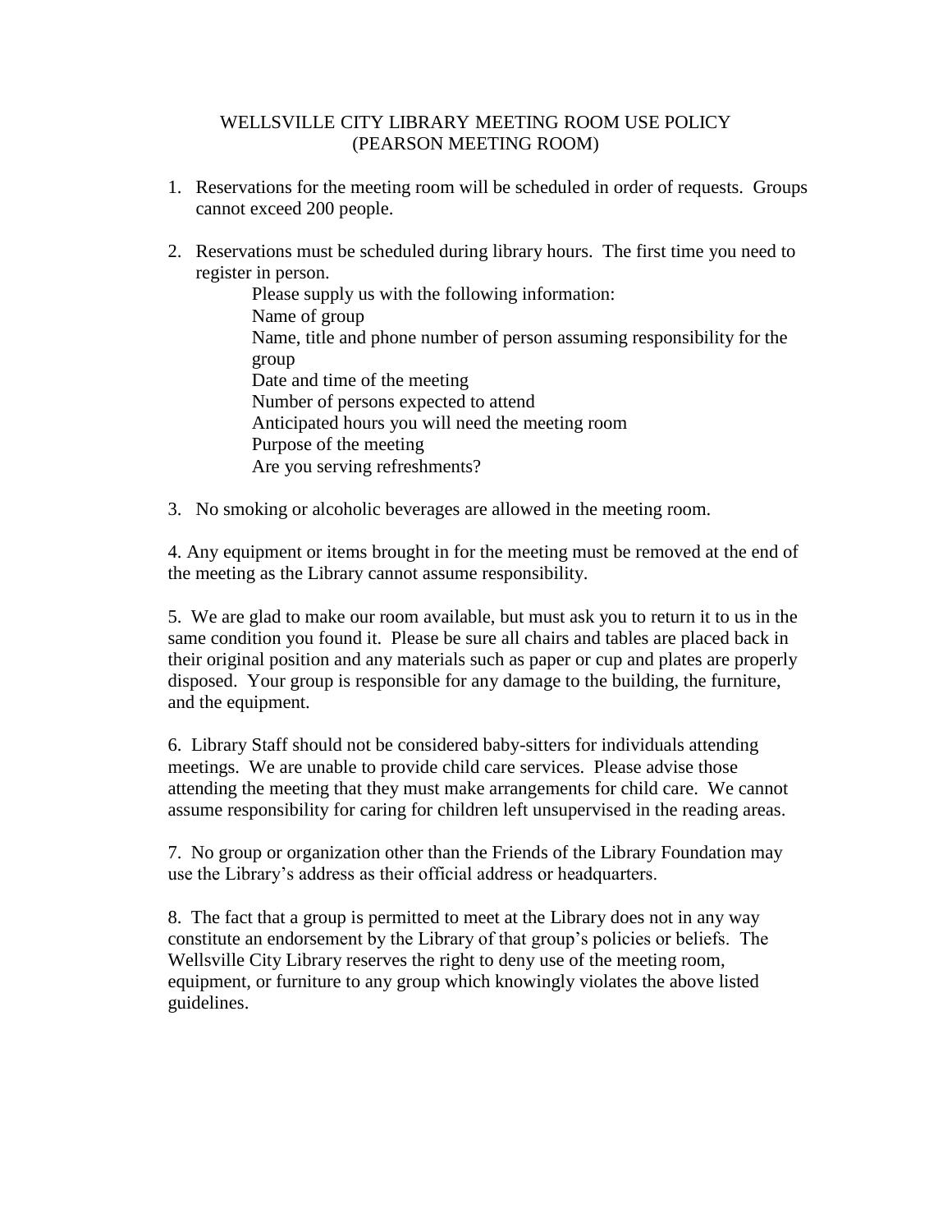# WELLSVILLE CITY LIBRARY MEETING ROOM USE POLICY
## (PEARSON MEETING ROOM)

1. Reservations for the meeting room will be scheduled in order of requests. Groups cannot exceed 200 people.

2. Reservations must be scheduled during library hours. The first time you need to register in person.

   Please supply us with the following information:
   Name of group
   Name, title and phone number of person assuming responsibility for the group
   Date and time of the meeting
   Number of persons expected to attend
   Anticipated hours you will need the meeting room
   Purpose of the meeting
   Are you serving refreshments?

3. No smoking or alcoholic beverages are allowed in the meeting room.

4. Any equipment or items brought in for the meeting must be removed at the end of the meeting as the Library cannot assume responsibility.

5. We are glad to make our room available, but must ask you to return it to us in the same condition you found it. Please be sure all chairs and tables are placed back in their original position and any materials such as paper or cup and plates are properly disposed. Your group is responsible for any damage to the building, the furniture, and the equipment.

6. Library Staff should not be considered baby-sitters for individuals attending meetings. We are unable to provide child care services. Please advise those attending the meeting that they must make arrangements for child care. We cannot assume responsibility for caring for children left unsupervised in the reading areas.

7. No group or organization other than the Friends of the Library Foundation may use the Library's address as their official address or headquarters.

8. The fact that a group is permitted to meet at the Library does not in any way constitute an endorsement by the Library of that group's policies or beliefs. The Wellsville City Library reserves the right to deny use of the meeting room, equipment, or furniture to any group which knowingly violates the above listed guidelines.